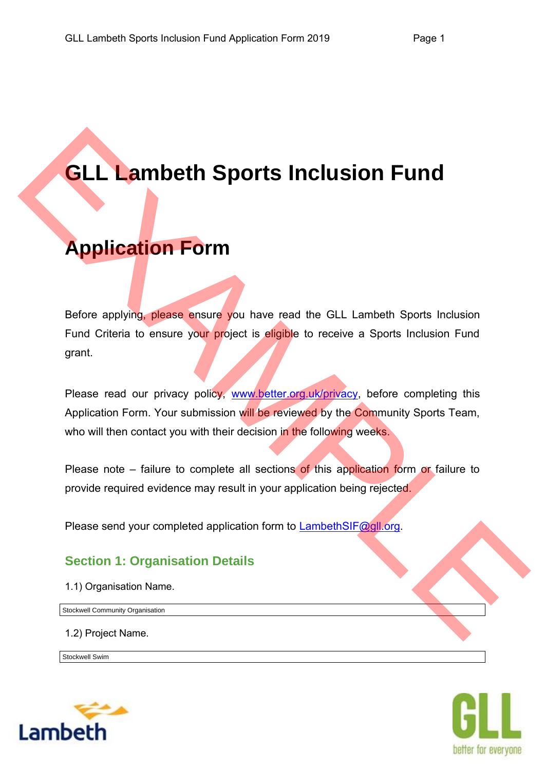# GLL Lambeth Sports Inclusion Fund

# Application Form

Before applying, please ensure you have read the GLL Lambeth Sports Inclusion Fund Criteria to ensure your project is eligible to receive a Sports Inclusion Fund grant.

Please read our privacy policy, www.better.org.uk/privacy, before completing this Application Form. Your submission will be reviewed by the Community Sports Team, who will then contact you with their decision in the following weeks.

Please note – failure to complete all sections of this application form or failure to provide required evidence may result in your application being rejected.

Please send your completed application form to LambethSIF@gll.org.

## Section 1: Organisation Details

1.1) Organisation Name.

Stockwell Community Organisation

1.2) Project Name.

Stockwell Swim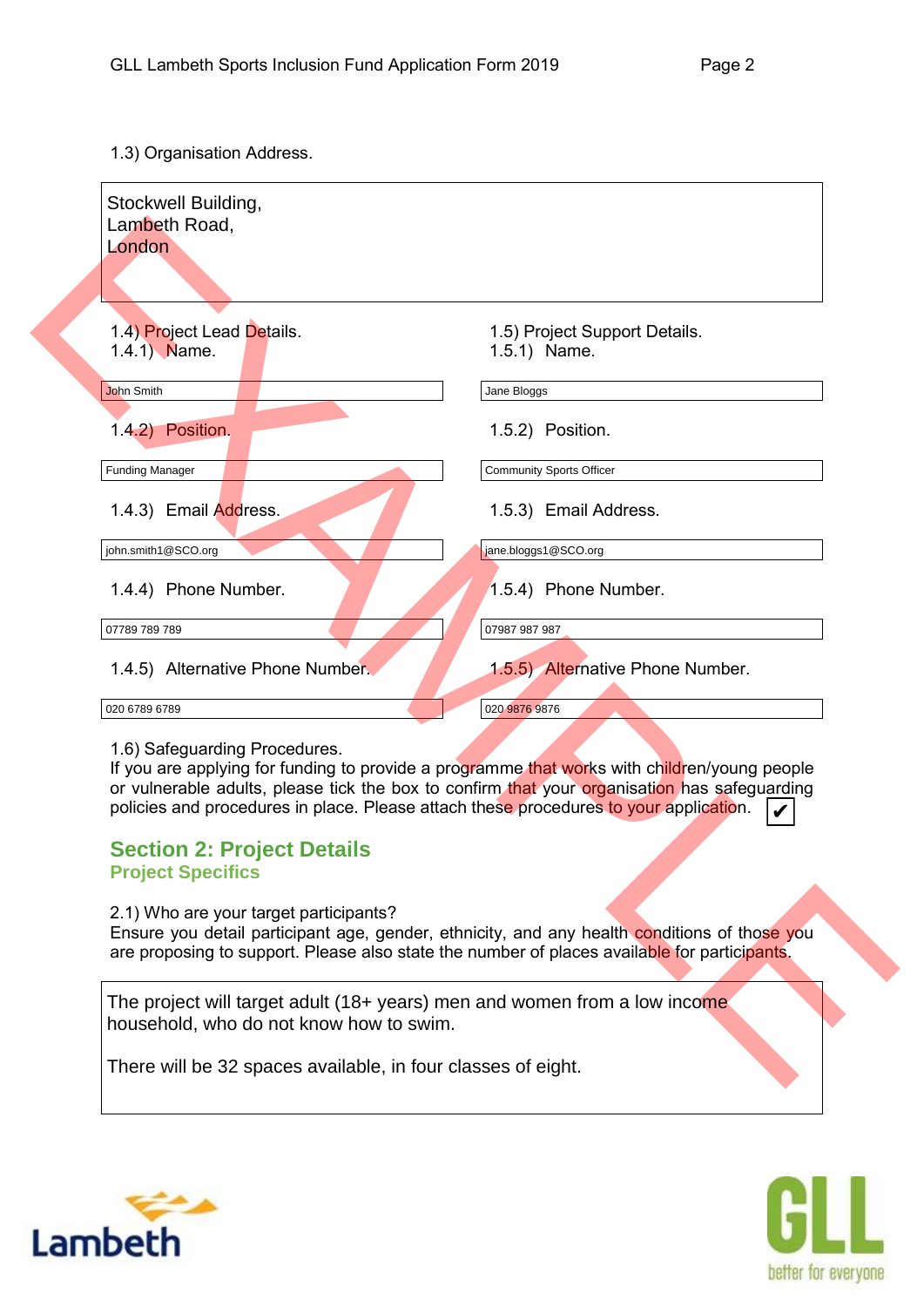1.3) Organisation Address.

Stockwell Building,
Lambeth Road,
London

1.4) Project Lead Details.

1.4.1) Name.

John Smith

1.4.2) Position.

Funding Manager

1.4.3) Email Address.

john.smith1@SCO.org

1.4.4) Phone Number.

07789 789 789

1.4.5) Alternative Phone Number.

020 6789 6789

1.5) Project Support Details.

1.5.1) Name.

Jane Bloggs

1.5.2) Position.

Community Sports Officer

1.5.3) Email Address.

jane.bloggs1@SCO.org

1.5.4) Phone Number.

07987 987 987

1.5.5) Alternative Phone Number.

020 9876 9876

1.6) Safeguarding Procedures.
If you are applying for funding to provide a programme that works with children/young people or vulnerable adults, please tick the box to confirm that your organisation has safeguarding policies and procedures in place. Please attach these procedures to your application. ✔

## Section 2: Project Details

### Project Specifics

2.1) Who are your target participants?
Ensure you detail participant age, gender, ethnicity, and any health conditions of those you are proposing to support. Please also state the number of places available for participants.

The project will target adult (18+ years) men and women from a low income household, who do not know how to swim.

There will be 32 spaces available, in four classes of eight.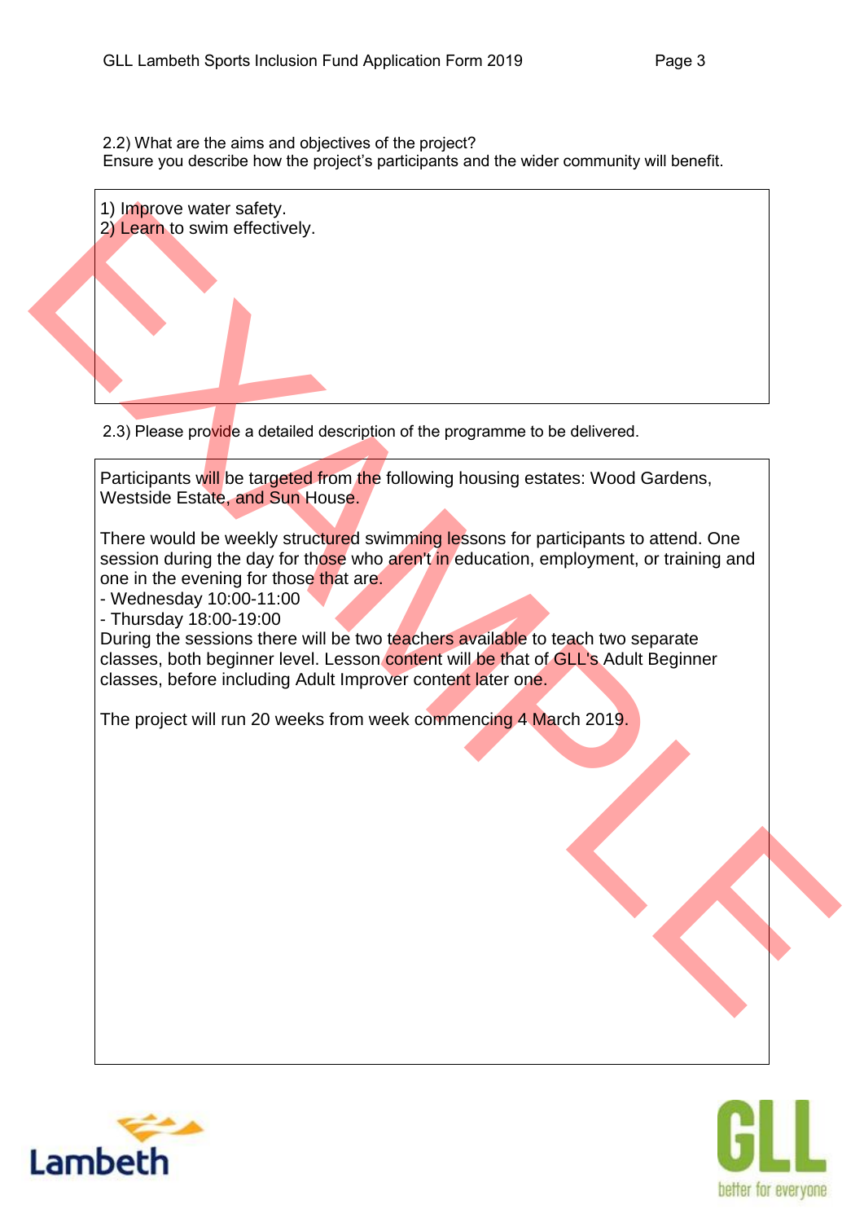2.2) What are the aims and objectives of the project?
Ensure you describe how the project's participants and the wider community will benefit.

1) Improve water safety.
2) Learn to swim effectively.

2.3) Please provide a detailed description of the programme to be delivered.

Participants will be targeted from the following housing estates: Wood Gardens, Westside Estate, and Sun House.

There would be weekly structured swimming lessons for participants to attend. One session during the day for those who aren't in education, employment, or training and one in the evening for those that are.
- Wednesday 10:00-11:00
- Thursday 18:00-19:00

During the sessions there will be two teachers available to teach two separate classes, both beginner level. Lesson content will be that of GLL's Adult Beginner classes, before including Adult Improver content later one.

The project will run 20 weeks from week commencing 4 March 2019.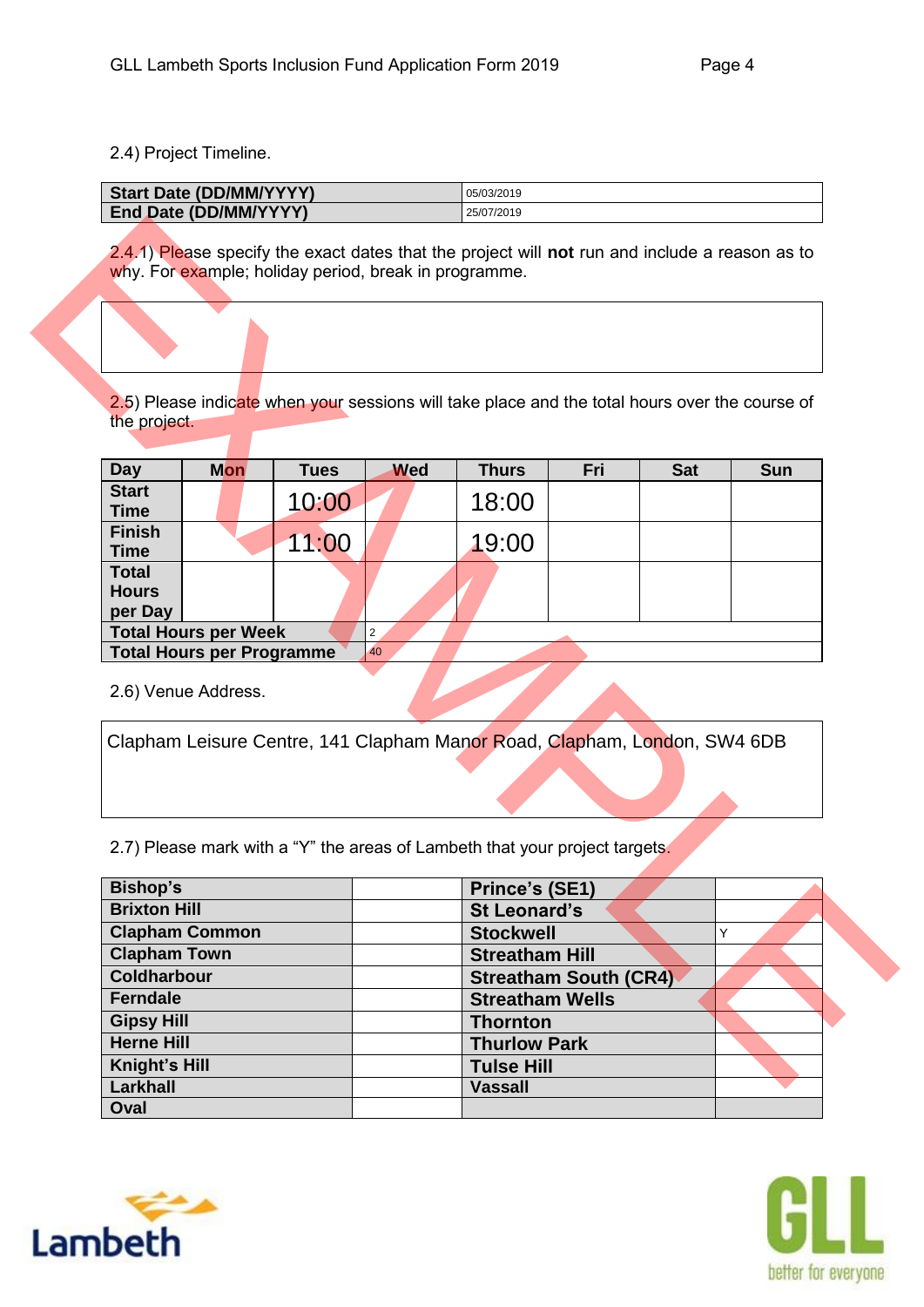2.4) Project Timeline.

| Start Date (DD/MM/YYYY) | 05/03/2019 |
|---|---|
| End Date (DD/MM/YYYY) | 25/07/2019 |

2.4.1) Please specify the exact dates that the project will **not** run and include a reason as to why. For example; holiday period, break in programme.

| |
|---|
| |

2.5) Please indicate when your sessions will take place and the total hours over the course of the project.

| Day | Mon | Tues | Wed | Thurs | Fri | Sat | Sun |
|---|---|---|---|---|---|---|---|
| Start Time | | 10:00 | | 18:00 | | | |
| Finish Time | | 11:00 | | 19:00 | | | |
| Total Hours per Day | | | | | | | |
| Total Hours per Week | | 2 | | | | | |
| Total Hours per Programme | | 40 | | | | | |

2.6) Venue Address.

| Clapham Leisure Centre, 141 Clapham Manor Road, Clapham, London, SW4 6DB |
|---|

2.7) Please mark with a "Y" the areas of Lambeth that your project targets.

| Bishop's | | Prince's (SE1) | |
|---|---|---|---|
| Brixton Hill | | St Leonard's | |
| Clapham Common | | Stockwell | Y |
| Clapham Town | | Streatham Hill | |
| Coldharbour | | Streatham South (CR4) | |
| Ferndale | | Streatham Wells | |
| Gipsy Hill | | Thornton | |
| Herne Hill | | Thurlow Park | |
| Knight's Hill | | Tulse Hill | |
| Larkhall | | Vassall | |
| Oval | | | |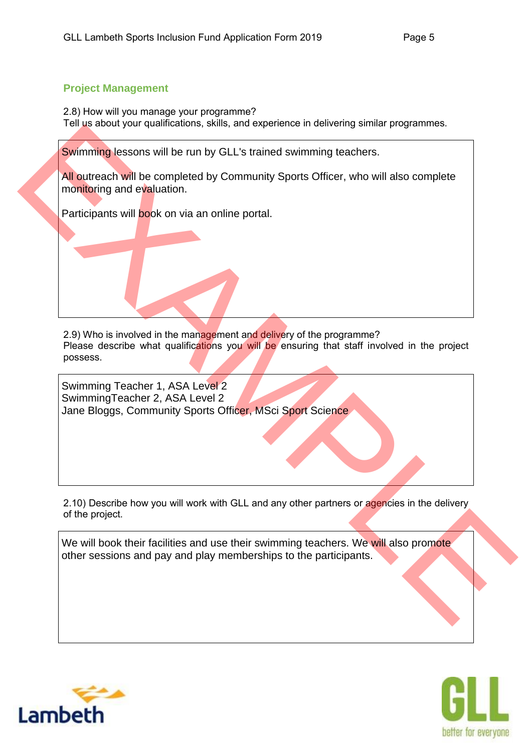## Project Management

2.8) How will you manage your programme?
Tell us about your qualifications, skills, and experience in delivering similar programmes.

> Swimming lessons will be run by GLL's trained swimming teachers.
>
> All outreach will be completed by Community Sports Officer, who will also complete monitoring and evaluation.
>
> Participants will book on via an online portal.

2.9) Who is involved in the management and delivery of the programme?
Please describe what qualifications you will be ensuring that staff involved in the project possess.

> Swimming Teacher 1, ASA Level 2
> SwimmingTeacher 2, ASA Level 2
> Jane Bloggs, Community Sports Officer, MSci Sport Science

2.10) Describe how you will work with GLL and any other partners or agencies in the delivery of the project.

> We will book their facilities and use their swimming teachers. We will also promote other sessions and pay and play memberships to the participants.

EXAMPLE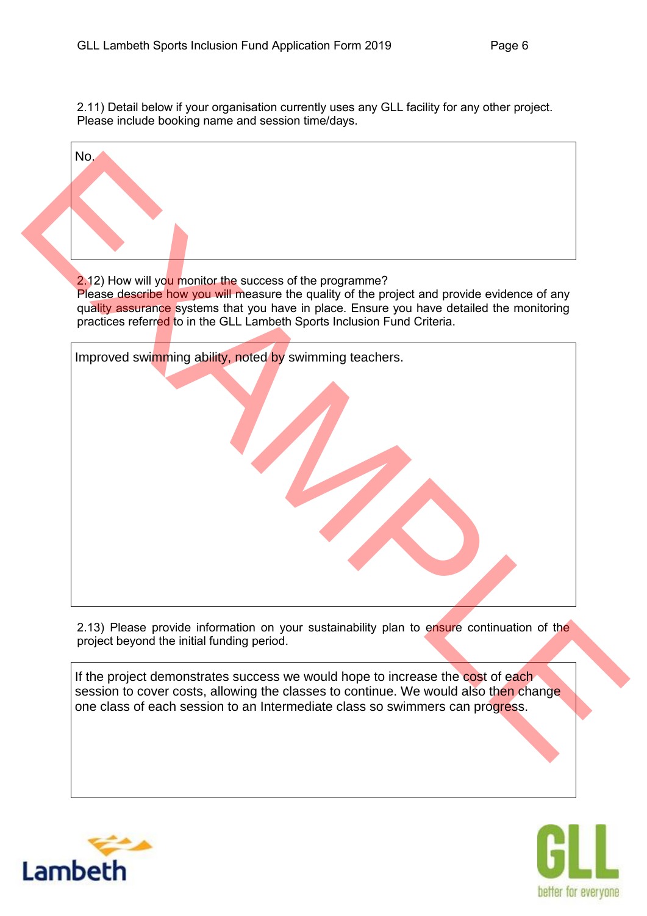2.11) Detail below if your organisation currently uses any GLL facility for any other project. Please include booking name and session time/days.

| No. |
|---|

2.12) How will you monitor the success of the programme?
Please describe how you will measure the quality of the project and provide evidence of any quality assurance systems that you have in place. Ensure you have detailed the monitoring practices referred to in the GLL Lambeth Sports Inclusion Fund Criteria.

| Improved swimming ability, noted by swimming teachers. |
|---|

2.13) Please provide information on your sustainability plan to ensure continuation of the project beyond the initial funding period.

| If the project demonstrates success we would hope to increase the cost of each session to cover costs, allowing the classes to continue. We would also then change one class of each session to an Intermediate class so swimmers can progress. |
|---|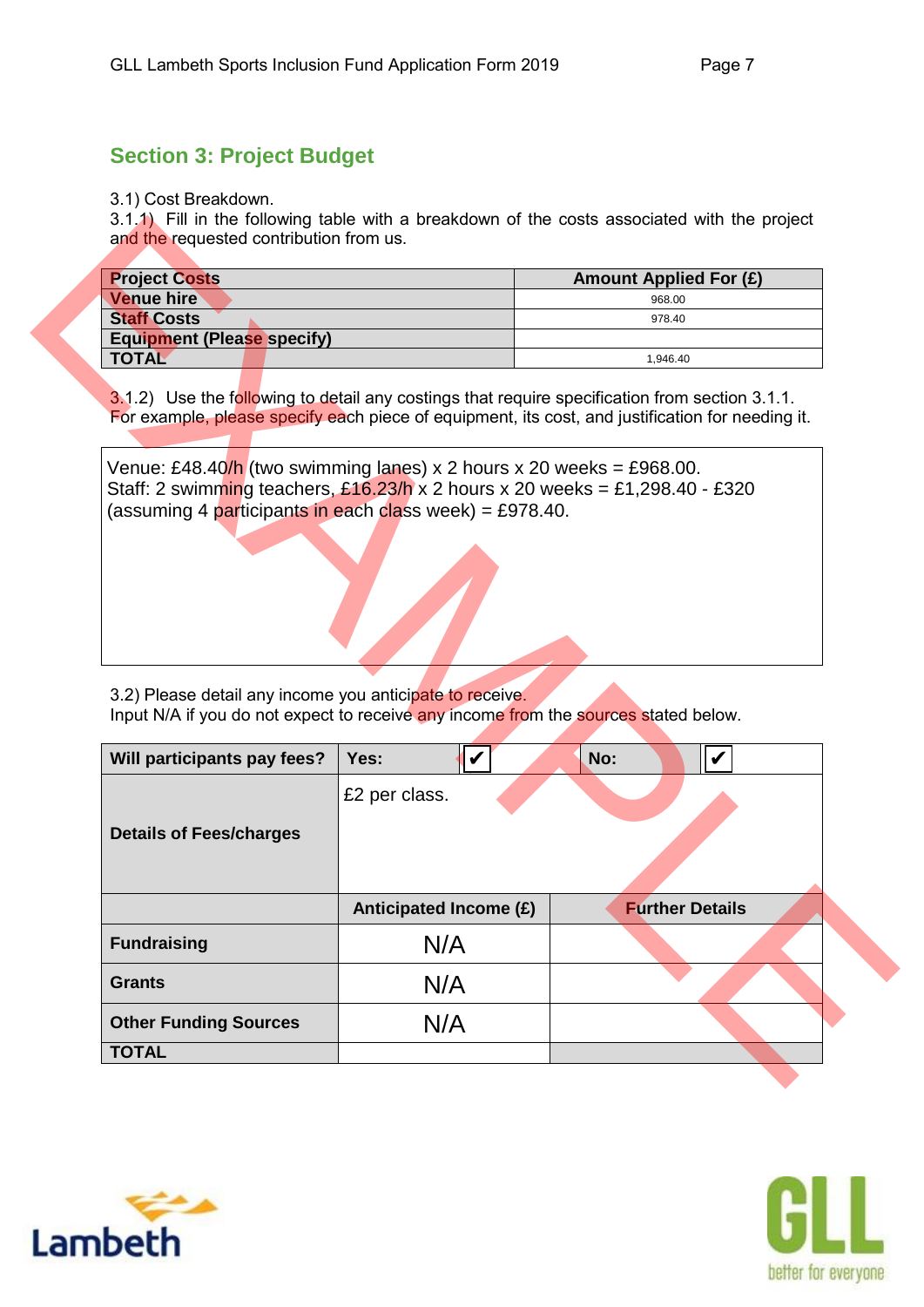## Section 3: Project Budget

3.1) Cost Breakdown.

3.1.1) Fill in the following table with a breakdown of the costs associated with the project and the requested contribution from us.

| Project Costs | Amount Applied For (£) |
|---|---|
| Venue hire | 968.00 |
| Staff Costs | 978.40 |
| Equipment (Please specify) | |
| TOTAL | 1,946.40 |

3.1.2) Use the following to detail any costings that require specification from section 3.1.1. For example, please specify each piece of equipment, its cost, and justification for needing it.

Venue: £48.40/h (two swimming lanes) x 2 hours x 20 weeks = £968.00.
Staff: 2 swimming teachers, £16.23/h x 2 hours x 20 weeks = £1,298.40 - £320 (assuming 4 participants in each class week) = £978.40.

3.2) Please detail any income you anticipate to receive.
Input N/A if you do not expect to receive any income from the sources stated below.

| Will participants pay fees? | Yes: ✔ | No: ✔ |
|---|---|---|
| Details of Fees/charges | £2 per class. | |
| | Anticipated Income (£) | Further Details |
| Fundraising | N/A | |
| Grants | N/A | |
| Other Funding Sources | N/A | |
| TOTAL | | |

EXAMPLE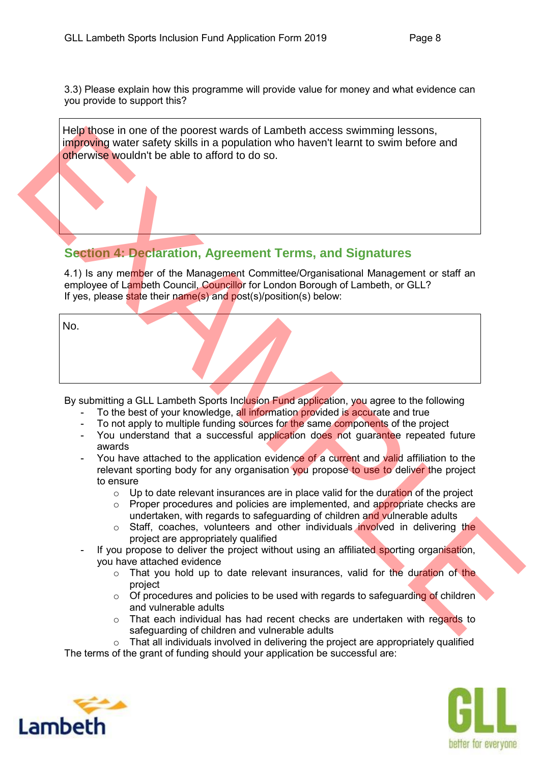3.3) Please explain how this programme will provide value for money and what evidence can you provide to support this?

| Help those in one of the poorest wards of Lambeth access swimming lessons, improving water safety skills in a population who haven't learnt to swim before and otherwise wouldn't be able to afford to do so. |
|---|

## Section 4: Declaration, Agreement Terms, and Signatures

4.1) Is any member of the Management Committee/Organisational Management or staff an employee of Lambeth Council, Councillor for London Borough of Lambeth, or GLL?
If yes, please state their name(s) and post(s)/position(s) below:

| No. |
|---|

By submitting a GLL Lambeth Sports Inclusion Fund application, you agree to the following

- To the best of your knowledge, all information provided is accurate and true
- To not apply to multiple funding sources for the same components of the project
- You understand that a successful application does not guarantee repeated future awards
- You have attached to the application evidence of a current and valid affiliation to the relevant sporting body for any organisation you propose to use to deliver the project to ensure
  - Up to date relevant insurances are in place valid for the duration of the project
  - Proper procedures and policies are implemented, and appropriate checks are undertaken, with regards to safeguarding of children and vulnerable adults
  - Staff, coaches, volunteers and other individuals involved in delivering the project are appropriately qualified
- If you propose to deliver the project without using an affiliated sporting organisation, you have attached evidence
  - That you hold up to date relevant insurances, valid for the duration of the project
  - Of procedures and policies to be used with regards to safeguarding of children and vulnerable adults
  - That each individual has had recent checks are undertaken with regards to safeguarding of children and vulnerable adults
  - That all individuals involved in delivering the project are appropriately qualified

The terms of the grant of funding should your application be successful are: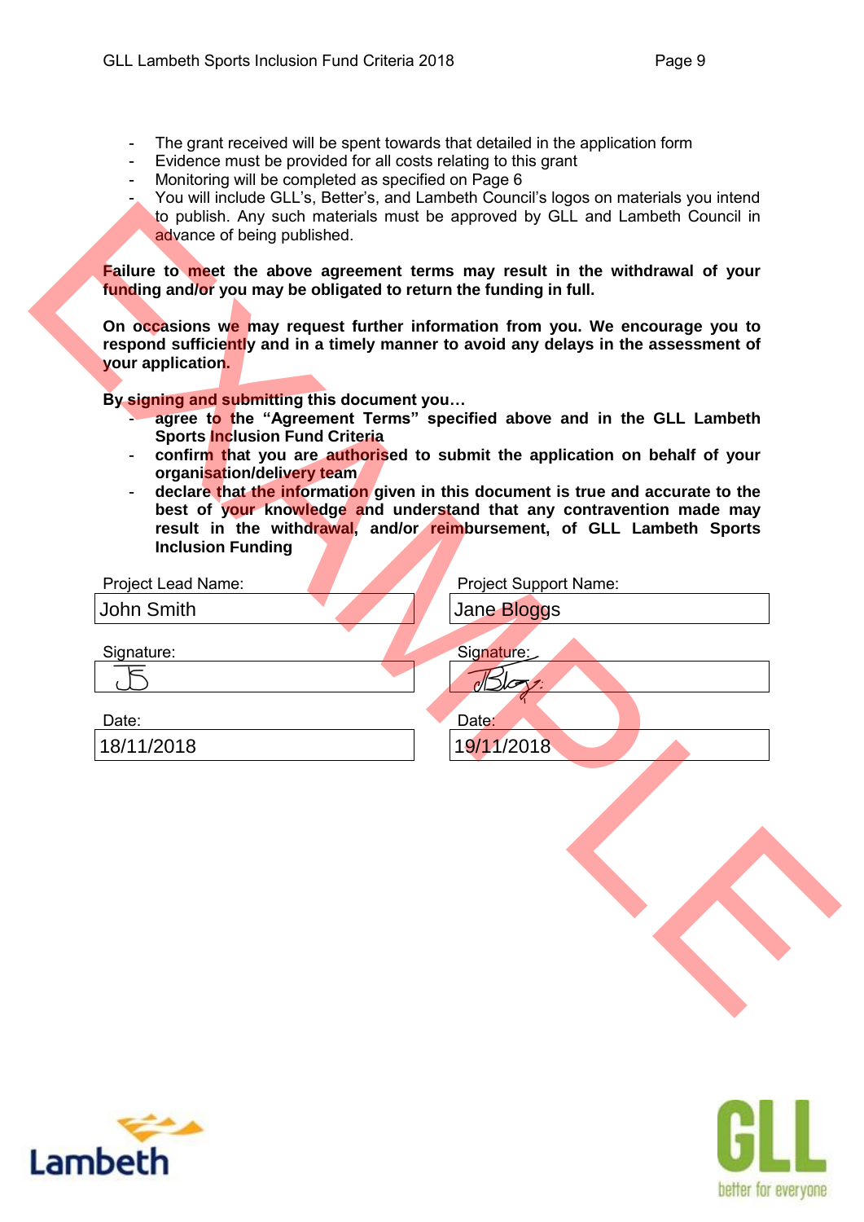- The grant received will be spent towards that detailed in the application form
- Evidence must be provided for all costs relating to this grant
- Monitoring will be completed as specified on Page 6
- You will include GLL's, Better's, and Lambeth Council's logos on materials you intend to publish. Any such materials must be approved by GLL and Lambeth Council in advance of being published.

**Failure to meet the above agreement terms may result in the withdrawal of your funding and/or you may be obligated to return the funding in full.**

**On occasions we may request further information from you. We encourage you to respond sufficiently and in a timely manner to avoid any delays in the assessment of your application.**

**By signing and submitting this document you…**

- **agree to the "Agreement Terms" specified above and in the GLL Lambeth Sports Inclusion Fund Criteria**
- **confirm that you are authorised to submit the application on behalf of your organisation/delivery team**
- **declare that the information given in this document is true and accurate to the best of your knowledge and understand that any contravention made may result in the withdrawal, and/or reimbursement, of GLL Lambeth Sports Inclusion Funding**

| | |
|---|---|
| Project Lead Name: | Project Support Name: |
| John Smith | Jane Bloggs |
| Signature: | Signature: |
| JS | JBloggs |
| Date: | Date: |
| 18/11/2018 | 19/11/2018 |

EXAMPLE

Lambeth

GLL better for everyone